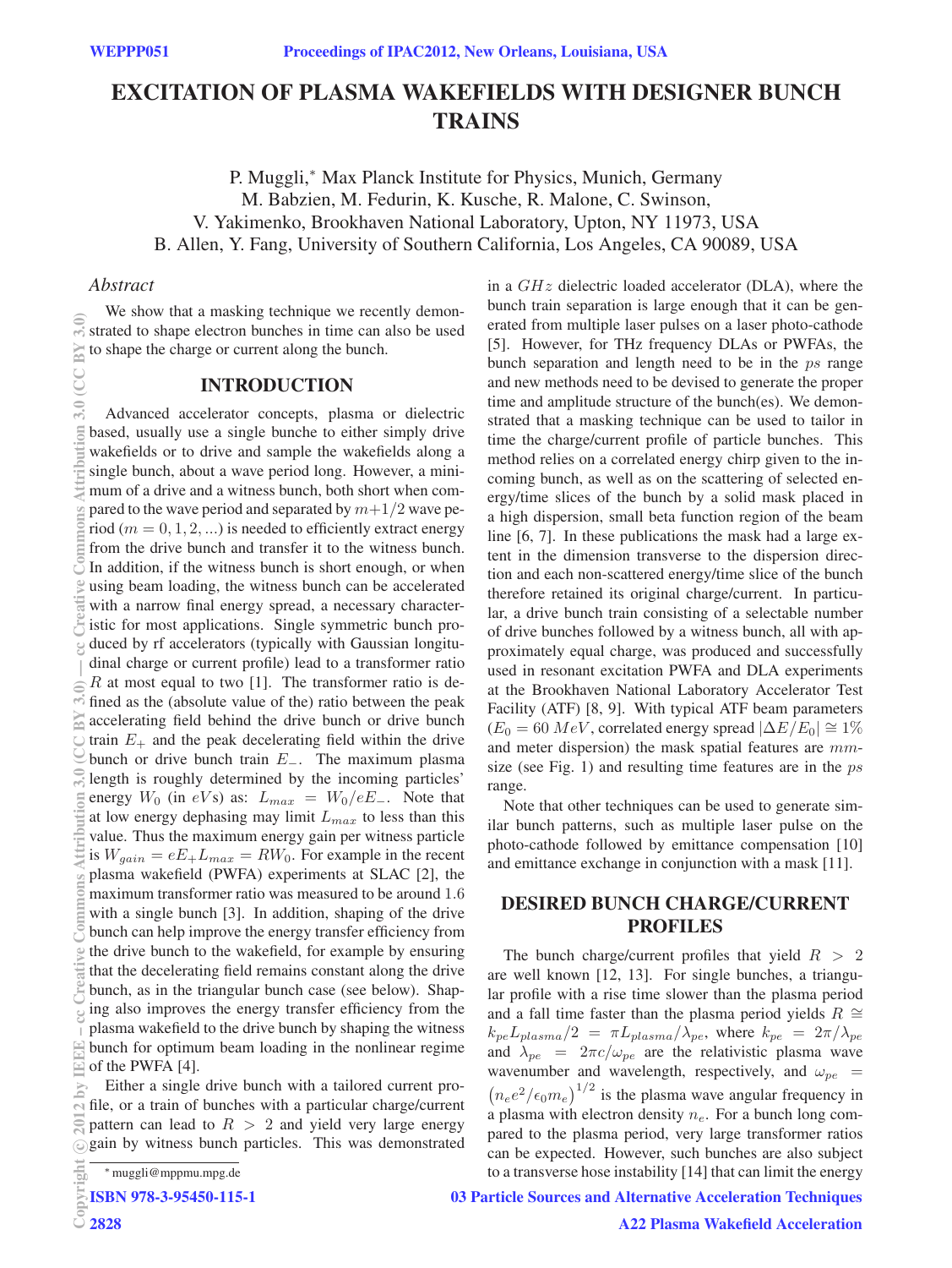# EXCITATION OF PLASMA WAKEFIELDS WITH DESIGNER BUNCH TRAINS

P. Muggli,* Max Planck Institute for Physics, Munich, Germany
M. Babzien, M. Fedurin, K. Kusche, R. Malone, C. Swinson,
V. Yakimenko, Brookhaven National Laboratory, Upton, NY 11973, USA
B. Allen, Y. Fang, University of Southern California, Los Angeles, CA 90089, USA

## *Abstract*

We show that a masking technique we recently demonstrated to shape electron bunches in time can also be used to shape the charge or current along the bunch.

## INTRODUCTION

Advanced accelerator concepts, plasma or dielectric based, usually use a single bunche to either simply drive wakefields or to drive and sample the wakefields along a single bunch, about a wave period long. However, a minimum of a drive and a witness bunch, both short when compared to the wave period and separated by $m+1/2$ wave period ($m = 0, 1, 2, ...$) is needed to efficiently extract energy from the drive bunch and transfer it to the witness bunch. In addition, if the witness bunch is short enough, or when using beam loading, the witness bunch can be accelerated with a narrow final energy spread, a necessary characteristic for most applications. Single symmetric bunch produced by rf accelerators (typically with Gaussian longitudinal charge or current profile) lead to a transformer ratio $R$ at most equal to two [1]. The transformer ratio is defined as the (absolute value of the) ratio between the peak accelerating field behind the drive bunch or drive bunch train $E_+$ and the peak decelerating field within the drive bunch or drive bunch train $E_-$. The maximum plasma length is roughly determined by the incoming particles' energy $W_0$ (in $eV$s) as: $L_{max} = W_0/eE_-$. Note that at low energy dephasing may limit $L_{max}$ to less than this value. Thus the maximum energy gain per witness particle is $W_{gain} = eE_+L_{max} = RW_0$. For example in the recent plasma wakefield (PWFA) experiments at SLAC [2], the maximum transformer ratio was measured to be around 1.6 with a single bunch [3]. In addition, shaping of the drive bunch can help improve the energy transfer efficiency from the drive bunch to the wakefield, for example by ensuring that the decelerating field remains constant along the drive bunch, as in the triangular bunch case (see below). Shaping also improves the energy transfer efficiency from the plasma wakefield to the drive bunch by shaping the witness bunch for optimum beam loading in the nonlinear regime of the PWFA [4].

Either a single drive bunch with a tailored current profile, or a train of bunches with a particular charge/current pattern can lead to $R > 2$ and yield very large energy gain by witness bunch particles. This was demonstrated in a $GHz$ dielectric loaded accelerator (DLA), where the bunch train separation is large enough that it can be generated from multiple laser pulses on a laser photo-cathode [5]. However, for THz frequency DLAs or PWFAs, the bunch separation and length need to be in the $ps$ range and new methods need to be devised to generate the proper time and amplitude structure of the bunch(es). We demonstrated that a masking technique can be used to tailor in time the charge/current profile of particle bunches. This method relies on a correlated energy chirp given to the incoming bunch, as well as on the scattering of selected energy/time slices of the bunch by a solid mask placed in a high dispersion, small beta function region of the beam line [6, 7]. In these publications the mask had a large extent in the dimension transverse to the dispersion direction and each non-scattered energy/time slice of the bunch therefore retained its original charge/current. In particular, a drive bunch train consisting of a selectable number of drive bunches followed by a witness bunch, all with approximately equal charge, was produced and successfully used in resonant excitation PWFA and DLA experiments at the Brookhaven National Laboratory Accelerator Test Facility (ATF) [8, 9]. With typical ATF beam parameters ($E_0 = 60\ MeV$, correlated energy spread $|\Delta E/E_0| \cong 1\%$ and meter dispersion) the mask spatial features are $mm$-size (see Fig. 1) and resulting time features are in the $ps$ range.

Note that other techniques can be used to generate similar bunch patterns, such as multiple laser pulse on the photo-cathode followed by emittance compensation [10] and emittance exchange in conjunction with a mask [11].

## DESIRED BUNCH CHARGE/CURRENT PROFILES

The bunch charge/current profiles that yield $R > 2$ are well known [12, 13]. For single bunches, a triangular profile with a rise time slower than the plasma period and a fall time faster than the plasma period yields $R \cong k_{pe}L_{plasma}/2 = \pi L_{plasma}/\lambda_{pe}$, where $k_{pe} = 2\pi/\lambda_{pe}$ and $\lambda_{pe} = 2\pi c/\omega_{pe}$ are the relativistic plasma wave wavenumber and wavelength, respectively, and $\omega_{pe} = \left(n_e e^2/\epsilon_0 m_e\right)^{1/2}$ is the plasma wave angular frequency in a plasma with electron density $n_e$. For a bunch long compared to the plasma period, very large transformer ratios can be expected. However, such bunches are also subject to a transverse hose instability [14] that can limit the energy

* muggli@mppmu.mpg.de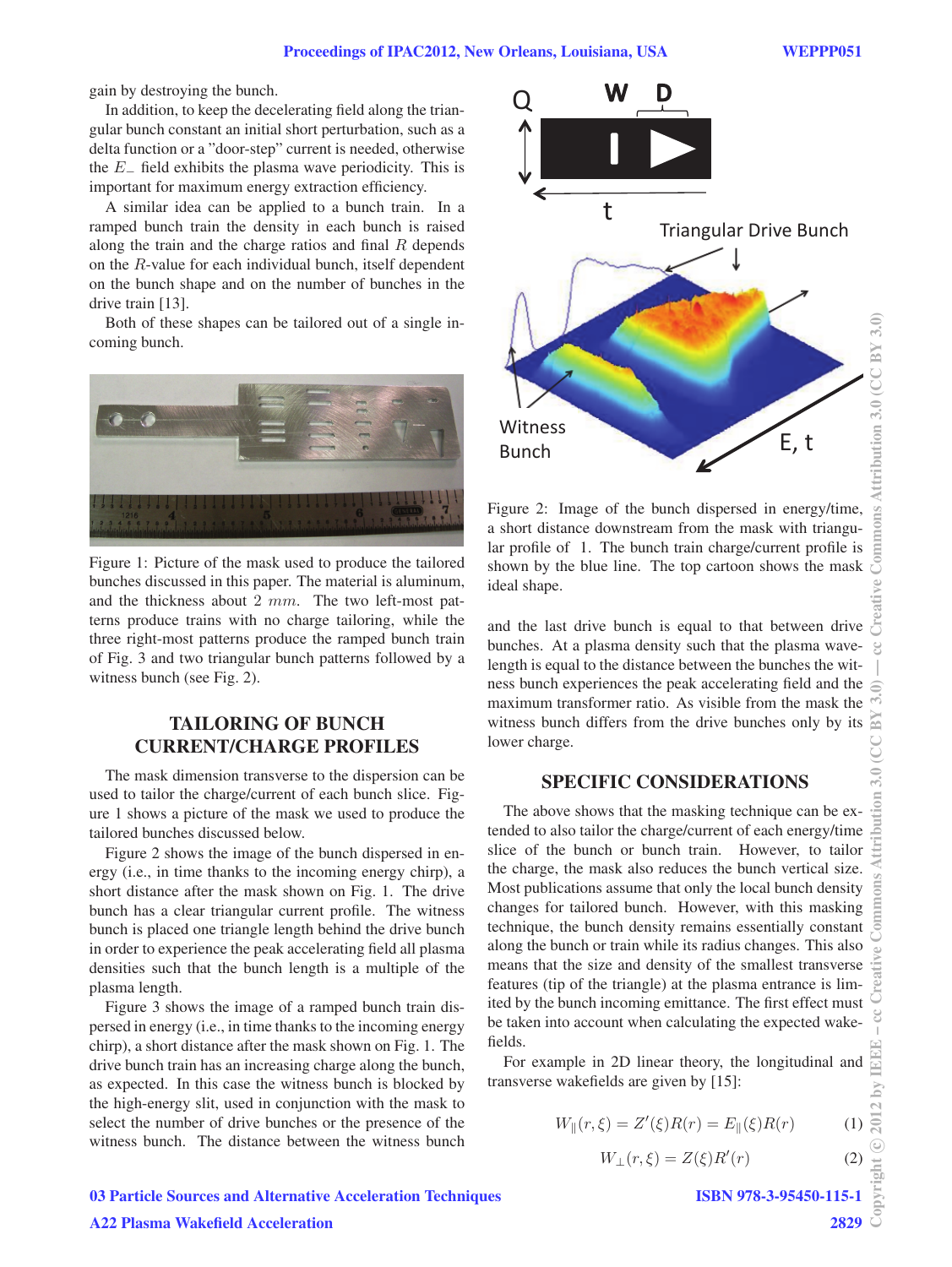gain by destroying the bunch.

In addition, to keep the decelerating field along the triangular bunch constant an initial short perturbation, such as a delta function or a "door-step" current is needed, otherwise the $E_-$ field exhibits the plasma wave periodicity. This is important for maximum energy extraction efficiency.

A similar idea can be applied to a bunch train. In a ramped bunch train the density in each bunch is raised along the train and the charge ratios and final $R$ depends on the $R$-value for each individual bunch, itself dependent on the bunch shape and on the number of bunches in the drive train [13].

Both of these shapes can be tailored out of a single incoming bunch.

Figure 1: Picture of the mask used to produce the tailored bunches discussed in this paper. The material is aluminum, and the thickness about 2 $mm$. The two left-most patterns produce trains with no charge tailoring, while the three right-most patterns produce the ramped bunch train of Fig. 3 and two triangular bunch patterns followed by a witness bunch (see Fig. 2).

## TAILORING OF BUNCH CURRENT/CHARGE PROFILES

The mask dimension transverse to the dispersion can be used to tailor the charge/current of each bunch slice. Figure 1 shows a picture of the mask we used to produce the tailored bunches discussed below.

Figure 2 shows the image of the bunch dispersed in energy (i.e., in time thanks to the incoming energy chirp), a short distance after the mask shown on Fig. 1. The drive bunch has a clear triangular current profile. The witness bunch is placed one triangle length behind the drive bunch in order to experience the peak accelerating field all plasma densities such that the bunch length is a multiple of the plasma length.

Figure 3 shows the image of a ramped bunch train dispersed in energy (i.e., in time thanks to the incoming energy chirp), a short distance after the mask shown on Fig. 1. The drive bunch train has an increasing charge along the bunch, as expected. In this case the witness bunch is blocked by the high-energy slit, used in conjunction with the mask to select the number of drive bunches or the presence of the witness bunch. The distance between the witness bunch and the last drive bunch is equal to that between drive bunches. At a plasma density such that the plasma wavelength is equal to the distance between the bunches the witness bunch experiences the peak accelerating field and the maximum transformer ratio. As visible from the mask the witness bunch differs from the drive bunches only by its lower charge.

Figure 2: Image of the bunch dispersed in energy/time, a short distance downstream from the mask with triangular profile of 1. The bunch train charge/current profile is shown by the blue line. The top cartoon shows the mask ideal shape.

## SPECIFIC CONSIDERATIONS

The above shows that the masking technique can be extended to also tailor the charge/current of each energy/time slice of the bunch or bunch train. However, to tailor the charge, the mask also reduces the bunch vertical size. Most publications assume that only the local bunch density changes for tailored bunch. However, with this masking technique, the bunch density remains essentially constant along the bunch or train while its radius changes. This also means that the size and density of the smallest transverse features (tip of the triangle) at the plasma entrance is limited by the bunch incoming emittance. The first effect must be taken into account when calculating the expected wakefields.

For example in 2D linear theory, the longitudinal and transverse wakefields are given by [15]:

$$W_{\parallel}(r, \xi) = Z'(\xi)R(r) = E_{\parallel}(\xi)R(r) \qquad (1)$$

$$W_{\perp}(r, \xi) = Z(\xi)R'(r) \qquad (2)$$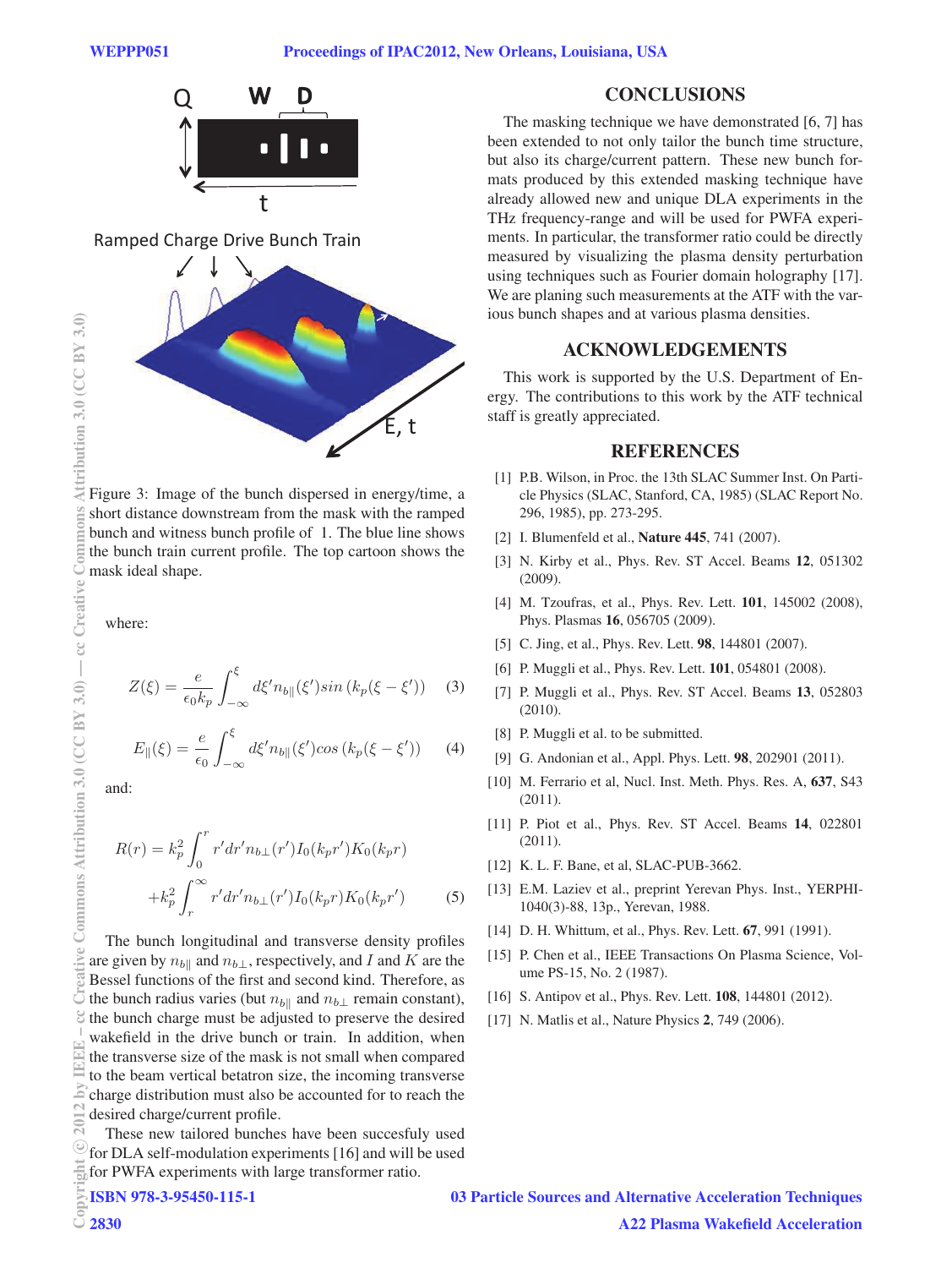Q W D

t

Ramped Charge Drive Bunch Train

E, t

Figure 3: Image of the bunch dispersed in energy/time, a short distance downstream from the mask with the ramped bunch and witness bunch profile of 1. The blue line shows the bunch train current profile. The top cartoon shows the mask ideal shape.

where:

$$Z(\xi) = \frac{e}{\epsilon_0 k_p} \int_{-\infty}^{\xi} d\xi' n_{b\|}(\xi') sin\left(k_p(\xi - \xi')\right) \quad (3)$$

$$E_{\|}(\xi) = \frac{e}{\epsilon_0} \int_{-\infty}^{\xi} d\xi' n_{b\|}(\xi') cos\left(k_p(\xi - \xi')\right) \quad (4)$$

and:

$$R(r) = k_p^2 \int_0^r r' dr' n_{b\perp}(r') I_0(k_p r') K_0(k_p r) + k_p^2 \int_r^{\infty} r' dr' n_{b\perp}(r') I_0(k_p r) K_0(k_p r') \quad (5)$$

The bunch longitudinal and transverse density profiles are given by $n_{b\|}$ and $n_{b\perp}$, respectively, and $I$ and $K$ are the Bessel functions of the first and second kind. Therefore, as the bunch radius varies (but $n_{b\|}$ and $n_{b\perp}$ remain constant), the bunch charge must be adjusted to preserve the desired wakefield in the drive bunch or train. In addition, when the transverse size of the mask is not small when compared to the beam vertical betatron size, the incoming transverse charge distribution must also be accounted for to reach the desired charge/current profile.

These new tailored bunches have been succesfuly used for DLA self-modulation experiments [16] and will be used for PWFA experiments with large transformer ratio.

## CONCLUSIONS

The masking technique we have demonstrated [6, 7] has been extended to not only tailor the bunch time structure, but also its charge/current pattern. These new bunch formats produced by this extended masking technique have already allowed new and unique DLA experiments in the THz frequency-range and will be used for PWFA experiments. In particular, the transformer ratio could be directly measured by visualizing the plasma density perturbation using techniques such as Fourier domain holography [17]. We are planing such measurements at the ATF with the various bunch shapes and at various plasma densities.

## ACKNOWLEDGEMENTS

This work is supported by the U.S. Department of Energy. The contributions to this work by the ATF technical staff is greatly appreciated.

## REFERENCES

[1] P.B. Wilson, in Proc. the 13th SLAC Summer Inst. On Particle Physics (SLAC, Stanford, CA, 1985) (SLAC Report No. 296, 1985), pp. 273-295.

[2] I. Blumenfeld et al., **Nature 445**, 741 (2007).

[3] N. Kirby et al., Phys. Rev. ST Accel. Beams **12**, 051302 (2009).

[4] M. Tzoufras, et al., Phys. Rev. Lett. **101**, 145002 (2008), Phys. Plasmas **16**, 056705 (2009).

[5] C. Jing, et al., Phys. Rev. Lett. **98**, 144801 (2007).

[6] P. Muggli et al., Phys. Rev. Lett. **101**, 054801 (2008).

[7] P. Muggli et al., Phys. Rev. ST Accel. Beams **13**, 052803 (2010).

[8] P. Muggli et al. to be submitted.

[9] G. Andonian et al., Appl. Phys. Lett. **98**, 202901 (2011).

[10] M. Ferrario et al, Nucl. Inst. Meth. Phys. Res. A, **637**, S43 (2011).

[11] P. Piot et al., Phys. Rev. ST Accel. Beams **14**, 022801 (2011).

[12] K. L. F. Bane, et al, SLAC-PUB-3662.

[13] E.M. Laziev et al., preprint Yerevan Phys. Inst., YERPHI-1040(3)-88, 13p., Yerevan, 1988.

[14] D. H. Whittum, et al., Phys. Rev. Lett. **67**, 991 (1991).

[15] P. Chen et al., IEEE Transactions On Plasma Science, Volume PS-15, No. 2 (1987).

[16] S. Antipov et al., Phys. Rev. Lett. **108**, 144801 (2012).

[17] N. Matlis et al., Nature Physics **2**, 749 (2006).